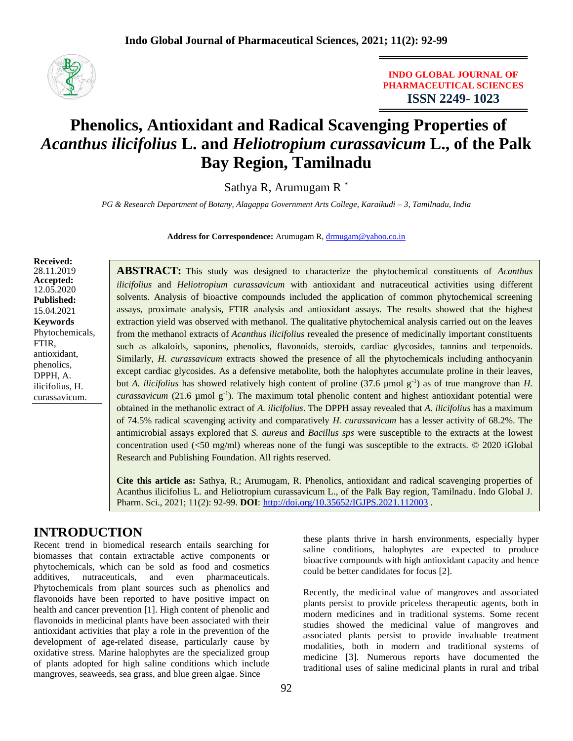INDO GLOBAL JOURNAL OF PHARMACEUTICAL SCIENCES
ISSN 2249- 1023

# Phenolics, Antioxidant and Radical Scavenging Properties of *Acanthus ilicifolius* L. and *Heliotropium curassavicum* L., of the Palk Bay Region, Tamilnadu

Sathya R, Arumugam R *

*PG & Research Department of Botany, Alagappa Government Arts College, Karaikudi – 3, Tamilnadu, India*

**Address for Correspondence:** Arumugam R, drmugam@yahoo.co.in

**Received:** 28.11.2019
**Accepted:** 12.05.2020
**Published:** 15.04.2021

**Keywords**
Phytochemicals, FTIR, antioxidant, phenolics, DPPH, A. ilicifolius, H. curassavicum.

**ABSTRACT:** This study was designed to characterize the phytochemical constituents of *Acanthus ilicifolius* and *Heliotropium curassavicum* with antioxidant and nutraceutical activities using different solvents. Analysis of bioactive compounds included the application of common phytochemical screening assays, proximate analysis, FTIR analysis and antioxidant assays. The results showed that the highest extraction yield was observed with methanol. The qualitative phytochemical analysis carried out on the leaves from the methanol extracts of *Acanthus ilicifolius* revealed the presence of medicinally important constituents such as alkaloids, saponins, phenolics, flavonoids, steroids, cardiac glycosides, tannins and terpenoids. Similarly, *H. curassavicum* extracts showed the presence of all the phytochemicals including anthocyanin except cardiac glycosides. As a defensive metabolite, both the halophytes accumulate proline in their leaves, but *A. ilicifolius* has showed relatively high content of proline (37.6 µmol $g^{-1}$) as of true mangrove than *H. curassavicum* (21.6 µmol $g^{-1}$). The maximum total phenolic content and highest antioxidant potential were obtained in the methanolic extract of *A. ilicifolius*. The DPPH assay revealed that *A. ilicifolius* has a maximum of 74.5% radical scavenging activity and comparatively *H. curassavicum* has a lesser activity of 68.2%. The antimicrobial assays explored that *S. aureus* and *Bacillus sps* were susceptible to the extracts at the lowest concentration used (<50 mg/ml) whereas none of the fungi was susceptible to the extracts. © 2020 iGlobal Research and Publishing Foundation. All rights reserved.

**Cite this article as:** Sathya, R.; Arumugam, R. Phenolics, antioxidant and radical scavenging properties of Acanthus ilicifolius L. and Heliotropium curassavicum L., of the Palk Bay region, Tamilnadu. Indo Global J. Pharm. Sci., 2021; 11(2): 92-99. **DOI**: http://doi.org/10.35652/IGJPS.2021.112003 .

## INTRODUCTION

Recent trend in biomedical research entails searching for biomasses that contain extractable active components or phytochemicals, which can be sold as food and cosmetics additives, nutraceuticals, and even pharmaceuticals. Phytochemicals from plant sources such as phenolics and flavonoids have been reported to have positive impact on health and cancer prevention [1]. High content of phenolic and flavonoids in medicinal plants have been associated with their antioxidant activities that play a role in the prevention of the development of age-related disease, particularly cause by oxidative stress. Marine halophytes are the specialized group of plants adopted for high saline conditions which include mangroves, seaweeds, sea grass, and blue green algae. Since these plants thrive in harsh environments, especially hyper saline conditions, halophytes are expected to produce bioactive compounds with high antioxidant capacity and hence could be better candidates for focus [2].

Recently, the medicinal value of mangroves and associated plants persist to provide priceless therapeutic agents, both in modern medicines and in traditional systems. Some recent studies showed the medicinal value of mangroves and associated plants persist to provide invaluable treatment modalities, both in modern and traditional systems of medicine [3]. Numerous reports have documented the traditional uses of saline medicinal plants in rural and tribal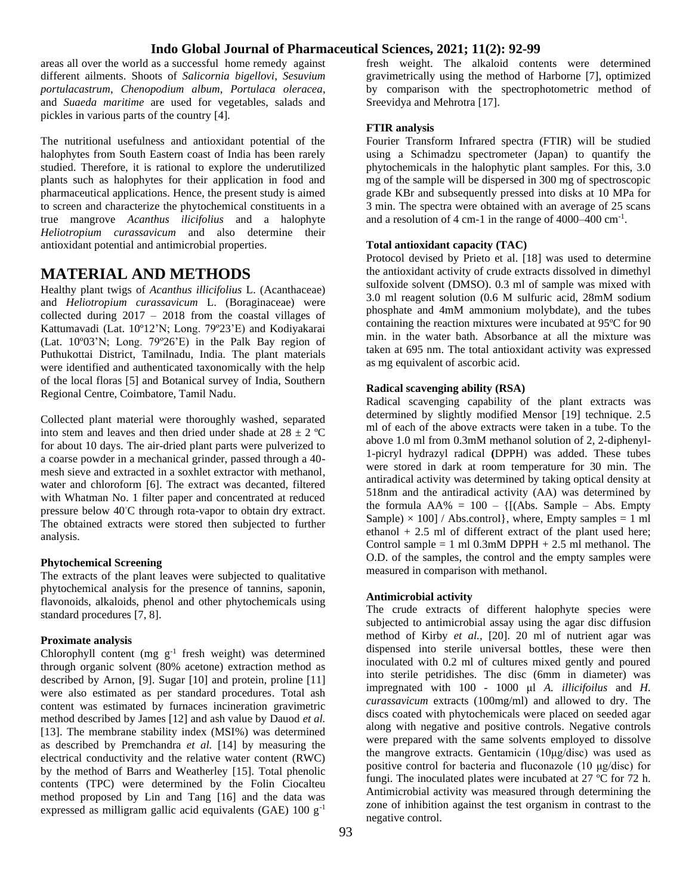areas all over the world as a successful home remedy against different ailments. Shoots of *Salicornia bigellovi*, *Sesuvium portulacastrum*, *Chenopodium album*, *Portulaca oleracea*, and *Suaeda maritime* are used for vegetables, salads and pickles in various parts of the country [4].

The nutritional usefulness and antioxidant potential of the halophytes from South Eastern coast of India has been rarely studied. Therefore, it is rational to explore the underutilized plants such as halophytes for their application in food and pharmaceutical applications. Hence, the present study is aimed to screen and characterize the phytochemical constituents in a true mangrove *Acanthus ilicifolius* and a halophyte *Heliotropium curassavicum* and also determine their antioxidant potential and antimicrobial properties.

# MATERIAL AND METHODS

Healthy plant twigs of *Acanthus illicifolius* L. (Acanthaceae) and *Heliotropium curassavicum* L. (Boraginaceae) were collected during 2017 – 2018 from the coastal villages of Kattumavadi (Lat. 10º12'N; Long. 79º23'E) and Kodiyakarai (Lat. 10º03'N; Long. 79º26'E) in the Palk Bay region of Puthukottai District, Tamilnadu, India. The plant materials were identified and authenticated taxonomically with the help of the local floras [5] and Botanical survey of India, Southern Regional Centre, Coimbatore, Tamil Nadu.

Collected plant material were thoroughly washed, separated into stem and leaves and then dried under shade at $28 \pm 2$ ºC for about 10 days. The air-dried plant parts were pulverized to a coarse powder in a mechanical grinder, passed through a 40-mesh sieve and extracted in a soxhlet extractor with methanol, water and chloroform [6]. The extract was decanted, filtered with Whatman No. 1 filter paper and concentrated at reduced pressure below 40°C through rota-vapor to obtain dry extract. The obtained extracts were stored then subjected to further analysis.

### Phytochemical Screening

The extracts of the plant leaves were subjected to qualitative phytochemical analysis for the presence of tannins, saponin, flavonoids, alkaloids, phenol and other phytochemicals using standard procedures [7, 8].

### Proximate analysis

Chlorophyll content (mg $g^{-1}$ fresh weight) was determined through organic solvent (80% acetone) extraction method as described by Arnon, [9]. Sugar [10] and protein, proline [11] were also estimated as per standard procedures. Total ash content was estimated by furnaces incineration gravimetric method described by James [12] and ash value by Dauod *et al.* [13]. The membrane stability index (MSI%) was determined as described by Premchandra *et al.* [14] by measuring the electrical conductivity and the relative water content (RWC) by the method of Barrs and Weatherley [15]. Total phenolic contents (TPC) were determined by the Folin Ciocalteu method proposed by Lin and Tang [16] and the data was expressed as milligram gallic acid equivalents (GAE) 100 $g^{-1}$ fresh weight. The alkaloid contents were determined gravimetrically using the method of Harborne [7], optimized by comparison with the spectrophotometric method of Sreevidya and Mehrotra [17].

### FTIR analysis

Fourier Transform Infrared spectra (FTIR) will be studied using a Schimadzu spectrometer (Japan) to quantify the phytochemicals in the halophytic plant samples. For this, 3.0 mg of the sample will be dispersed in 300 mg of spectroscopic grade KBr and subsequently pressed into disks at 10 MPa for 3 min. The spectra were obtained with an average of 25 scans and a resolution of 4 cm-1 in the range of 4000–400 $cm^{-1}$.

### Total antioxidant capacity (TAC)

Protocol devised by Prieto et al. [18] was used to determine the antioxidant activity of crude extracts dissolved in dimethyl sulfoxide solvent (DMSO). 0.3 ml of sample was mixed with 3.0 ml reagent solution (0.6 M sulfuric acid, 28mM sodium phosphate and 4mM ammonium molybdate), and the tubes containing the reaction mixtures were incubated at 95ºC for 90 min. in the water bath. Absorbance at all the mixture was taken at 695 nm. The total antioxidant activity was expressed as mg equivalent of ascorbic acid.

### Radical scavenging ability (RSA)

Radical scavenging capability of the plant extracts was determined by slightly modified Mensor [19] technique. 2.5 ml of each of the above extracts were taken in a tube. To the above 1.0 ml from 0.3mM methanol solution of 2, 2-diphenyl-1-picryl hydrazyl radical **(**DPPH) was added. These tubes were stored in dark at room temperature for 30 min. The antiradical activity was determined by taking optical density at 518nm and the antiradical activity (AA) was determined by the formula AA% = 100 – {[(Abs. Sample – Abs. Empty Sample) × 100] / Abs.control}, where, Empty samples = 1 ml ethanol + 2.5 ml of different extract of the plant used here; Control sample = 1 ml 0.3mM DPPH + 2.5 ml methanol. The O.D. of the samples, the control and the empty samples were measured in comparison with methanol.

### Antimicrobial activity

The crude extracts of different halophyte species were subjected to antimicrobial assay using the agar disc diffusion method of Kirby *et al.,* [20]. 20 ml of nutrient agar was dispensed into sterile universal bottles, these were then inoculated with 0.2 ml of cultures mixed gently and poured into sterile petridishes. The disc (6mm in diameter) was impregnated with 100 - 1000 μl *A. illicifoilus* and *H. curassavicum* extracts (100mg/ml) and allowed to dry. The discs coated with phytochemicals were placed on seeded agar along with negative and positive controls. Negative controls were prepared with the same solvents employed to dissolve the mangrove extracts. Gentamicin (10μg/disc) was used as positive control for bacteria and fluconazole (10 μg/disc) for fungi. The inoculated plates were incubated at 27 ºC for 72 h. Antimicrobial activity was measured through determining the zone of inhibition against the test organism in contrast to the negative control.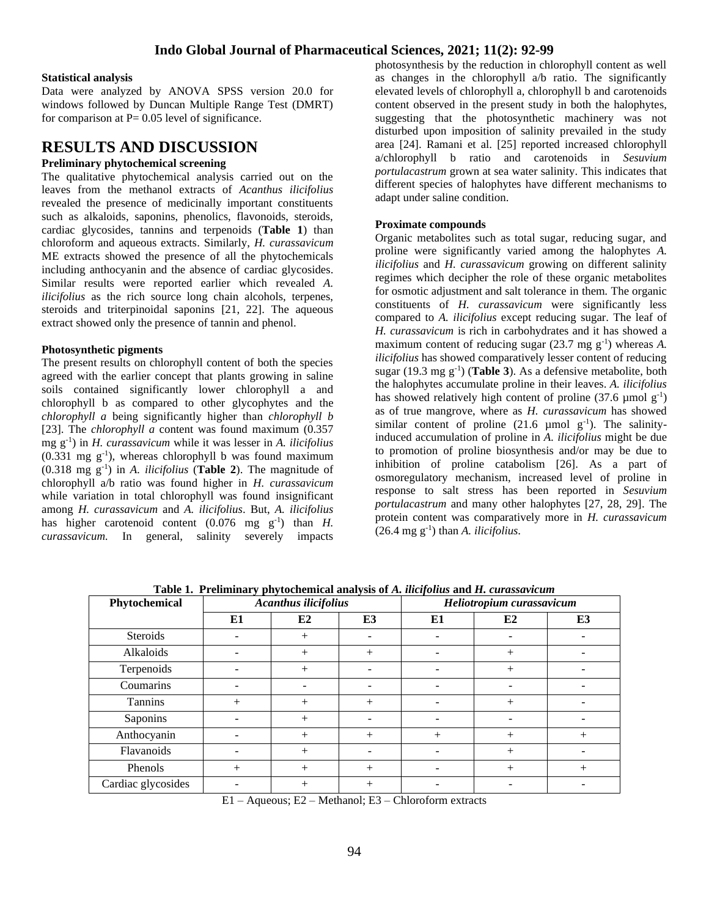**Statistical analysis**

Data were analyzed by ANOVA SPSS version 20.0 for windows followed by Duncan Multiple Range Test (DMRT) for comparison at P= 0.05 level of significance.

## RESULTS AND DISCUSSION

**Preliminary phytochemical screening**

The qualitative phytochemical analysis carried out on the leaves from the methanol extracts of *Acanthus ilicifolius* revealed the presence of medicinally important constituents such as alkaloids, saponins, phenolics, flavonoids, steroids, cardiac glycosides, tannins and terpenoids (**Table 1**) than chloroform and aqueous extracts. Similarly, *H. curassavicum* ME extracts showed the presence of all the phytochemicals including anthocyanin and the absence of cardiac glycosides. Similar results were reported earlier which revealed *A. ilicifolius* as the rich source long chain alcohols, terpenes, steroids and triterpinoidal saponins [21, 22]. The aqueous extract showed only the presence of tannin and phenol.

**Photosynthetic pigments**

The present results on chlorophyll content of both the species agreed with the earlier concept that plants growing in saline soils contained significantly lower chlorophyll a and chlorophyll b as compared to other glycophytes and the *chlorophyll a* being significantly higher than *chlorophyll b* [23]. The *chlorophyll a* content was found maximum (0.357 mg $g^{-1}$) in *H. curassavicum* while it was lesser in *A. ilicifolius* (0.331 mg $g^{-1}$), whereas chlorophyll b was found maximum (0.318 mg $g^{-1}$) in *A. ilicifolius* (**Table 2**). The magnitude of chlorophyll a/b ratio was found higher in *H. curassavicum* while variation in total chlorophyll was found insignificant among *H. curassavicum* and *A. ilicifolius*. But, *A. ilicifolius* has higher carotenoid content (0.076 mg $g^{-1}$) than *H. curassavicum.* In general, salinity severely impacts photosynthesis by the reduction in chlorophyll content as well as changes in the chlorophyll a/b ratio. The significantly elevated levels of chlorophyll a, chlorophyll b and carotenoids content observed in the present study in both the halophytes, suggesting that the photosynthetic machinery was not disturbed upon imposition of salinity prevailed in the study area [24]. Ramani et al. [25] reported increased chlorophyll a/chlorophyll b ratio and carotenoids in *Sesuvium portulacastrum* grown at sea water salinity. This indicates that different species of halophytes have different mechanisms to adapt under saline condition.

**Proximate compounds**

Organic metabolites such as total sugar, reducing sugar, and proline were significantly varied among the halophytes *A. ilicifolius* and *H. curassavicum* growing on different salinity regimes which decipher the role of these organic metabolites for osmotic adjustment and salt tolerance in them. The organic constituents of *H. curassavicum* were significantly less compared to *A. ilicifolius* except reducing sugar. The leaf of *H. curassavicum* is rich in carbohydrates and it has showed a maximum content of reducing sugar (23.7 mg $g^{-1}$) whereas *A. ilicifolius* has showed comparatively lesser content of reducing sugar (19.3 mg $g^{-1}$) (**Table 3**). As a defensive metabolite, both the halophytes accumulate proline in their leaves. *A. ilicifolius* has showed relatively high content of proline (37.6 µmol $g^{-1}$) as of true mangrove, where as *H. curassavicum* has showed similar content of proline (21.6 µmol $g^{-1}$). The salinity-induced accumulation of proline in *A. ilicifolius* might be due to promotion of proline biosynthesis and/or may be due to inhibition of proline catabolism [26]. As a part of osmoregulatory mechanism, increased level of proline in response to salt stress has been reported in *Sesuvium portulacastrum* and many other halophytes [27, 28, 29]. The protein content was comparatively more in *H. curassavicum* (26.4 mg $g^{-1}$) than *A. ilicifolius*.

**Table 1. Preliminary phytochemical analysis of *A. ilicifolius* and *H. curassavicum***

| Phytochemical | *Acanthus ilicifolius* | | | *Heliotropium curassavicum* | | |
|---|---|---|---|---|---|---|
| | **E1** | **E2** | **E3** | **E1** | **E2** | **E3** |
| Steroids | - | + | - | - | - | - |
| Alkaloids | - | + | + | - | + | - |
| Terpenoids | - | + | - | - | + | - |
| Coumarins | - | - | - | - | - | - |
| Tannins | + | + | + | - | + | - |
| Saponins | - | + | - | - | - | - |
| Anthocyanin | - | + | + | + | + | + |
| Flavanoids | - | + | - | - | + | - |
| Phenols | + | + | + | - | + | + |
| Cardiac glycosides | - | + | + | - | - | - |

E1 – Aqueous; E2 – Methanol; E3 – Chloroform extracts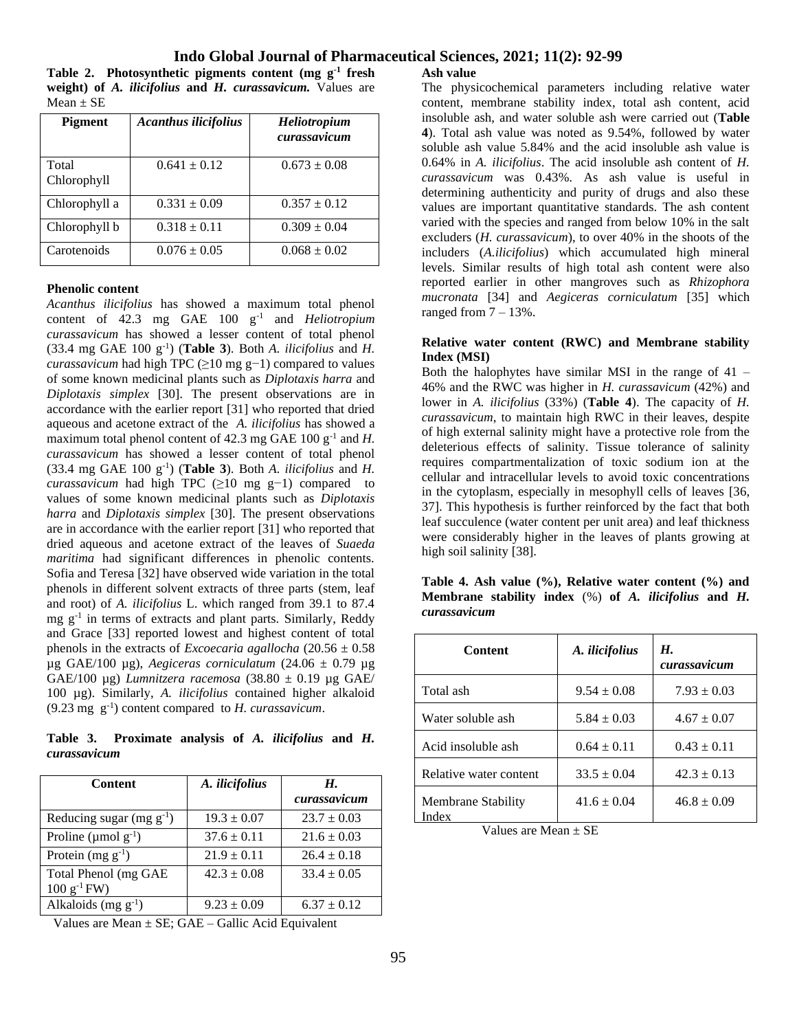**Table 2. Photosynthetic pigments content (mg $g^{-1}$ fresh weight) of *A. ilicifolius* and *H. curassavicum*.** Values are Mean ± SE

| Pigment | *Acanthus ilicifolius* | *Heliotropium curassavicum* |
|---|---|---|
| Total Chlorophyll | 0.641 ± 0.12 | 0.673 ± 0.08 |
| Chlorophyll a | 0.331 ± 0.09 | 0.357 ± 0.12 |
| Chlorophyll b | 0.318 ± 0.11 | 0.309 ± 0.04 |
| Carotenoids | 0.076 ± 0.05 | 0.068 ± 0.02 |

**Phenolic content**

*Acanthus ilicifolius* has showed a maximum total phenol content of 42.3 mg GAE 100 $g^{-1}$ and *Heliotropium curassavicum* has showed a lesser content of total phenol (33.4 mg GAE 100 $g^{-1}$) (**Table 3**). Both *A. ilicifolius* and *H. curassavicum* had high TPC (≥10 mg g−1) compared to values of some known medicinal plants such as *Diplotaxis harra* and *Diplotaxis simplex* [30]. The present observations are in accordance with the earlier report [31] who reported that dried aqueous and acetone extract of the *A. ilicifolius* has showed a maximum total phenol content of 42.3 mg GAE 100 $g^{-1}$ and *H. curassavicum* has showed a lesser content of total phenol (33.4 mg GAE 100 $g^{-1}$) (**Table 3**). Both *A. ilicifolius* and *H. curassavicum* had high TPC (≥10 mg g−1) compared to values of some known medicinal plants such as *Diplotaxis harra* and *Diplotaxis simplex* [30]. The present observations are in accordance with the earlier report [31] who reported that dried aqueous and acetone extract of the leaves of *Suaeda maritima* had significant differences in phenolic contents. Sofia and Teresa [32] have observed wide variation in the total phenols in different solvent extracts of three parts (stem, leaf and root) of *A. ilicifolius* L. which ranged from 39.1 to 87.4 mg $g^{-1}$ in terms of extracts and plant parts. Similarly, Reddy and Grace [33] reported lowest and highest content of total phenols in the extracts of *Excoecaria agallocha* (20.56 ± 0.58 µg GAE/100 µg), *Aegiceras corniculatum* (24.06 ± 0.79 µg GAE/100 µg) *Lumnitzera racemosa* (38.80 ± 0.19 µg GAE/ 100 µg). Similarly, *A. ilicifolius* contained higher alkaloid (9.23 mg $g^{-1}$) content compared to *H. curassavicum*.

**Table 3. Proximate analysis of *A. ilicifolius* and *H. curassavicum***

| Content | *A. ilicifolius* | *H. curassavicum* |
|---|---|---|
| Reducing sugar (mg $g^{-1}$) | 19.3 ± 0.07 | 23.7 ± 0.03 |
| Proline (µmol $g^{-1}$) | 37.6 ± 0.11 | 21.6 ± 0.03 |
| Protein (mg $g^{-1}$) | 21.9 ± 0.11 | 26.4 ± 0.18 |
| Total Phenol (mg GAE 100 $g^{-1}$ FW) | 42.3 ± 0.08 | 33.4 ± 0.05 |
| Alkaloids (mg $g^{-1}$) | 9.23 ± 0.09 | 6.37 ± 0.12 |

Values are Mean ± SE; GAE – Gallic Acid Equivalent

**Ash value**

The physicochemical parameters including relative water content, membrane stability index, total ash content, acid insoluble ash, and water soluble ash were carried out (**Table 4**). Total ash value was noted as 9.54%, followed by water soluble ash value 5.84% and the acid insoluble ash value is 0.64% in *A. ilicifolius*. The acid insoluble ash content of *H. curassavicum* was 0.43%. As ash value is useful in determining authenticity and purity of drugs and also these values are important quantitative standards. The ash content varied with the species and ranged from below 10% in the salt excluders (*H. curassavicum*), to over 40% in the shoots of the includers (*A.ilicifolius*) which accumulated high mineral levels. Similar results of high total ash content were also reported earlier in other mangroves such as *Rhizophora mucronata* [34] and *Aegiceras corniculatum* [35] which ranged from 7 – 13%.

**Relative water content (RWC) and Membrane stability Index (MSI)**

Both the halophytes have similar MSI in the range of 41 – 46% and the RWC was higher in *H. curassavicum* (42%) and lower in *A. ilicifolius* (33%) (**Table 4**). The capacity of *H. curassavicum*, to maintain high RWC in their leaves, despite of high external salinity might have a protective role from the deleterious effects of salinity. Tissue tolerance of salinity requires compartmentalization of toxic sodium ion at the cellular and intracellular levels to avoid toxic concentrations in the cytoplasm, especially in mesophyll cells of leaves [36, 37]. This hypothesis is further reinforced by the fact that both leaf succulence (water content per unit area) and leaf thickness were considerably higher in the leaves of plants growing at high soil salinity [38].

**Table 4. Ash value (%), Relative water content (%) and Membrane stability index (%) of *A. ilicifolius* and *H. curassavicum***

| Content | *A. ilicifolius* | *H. curassavicum* |
|---|---|---|
| Total ash | 9.54 ± 0.08 | 7.93 ± 0.03 |
| Water soluble ash | 5.84 ± 0.03 | 4.67 ± 0.07 |
| Acid insoluble ash | 0.64 ± 0.11 | 0.43 ± 0.11 |
| Relative water content | 33.5 ± 0.04 | 42.3 ± 0.13 |
| Membrane Stability Index | 41.6 ± 0.04 | 46.8 ± 0.09 |

Values are Mean ± SE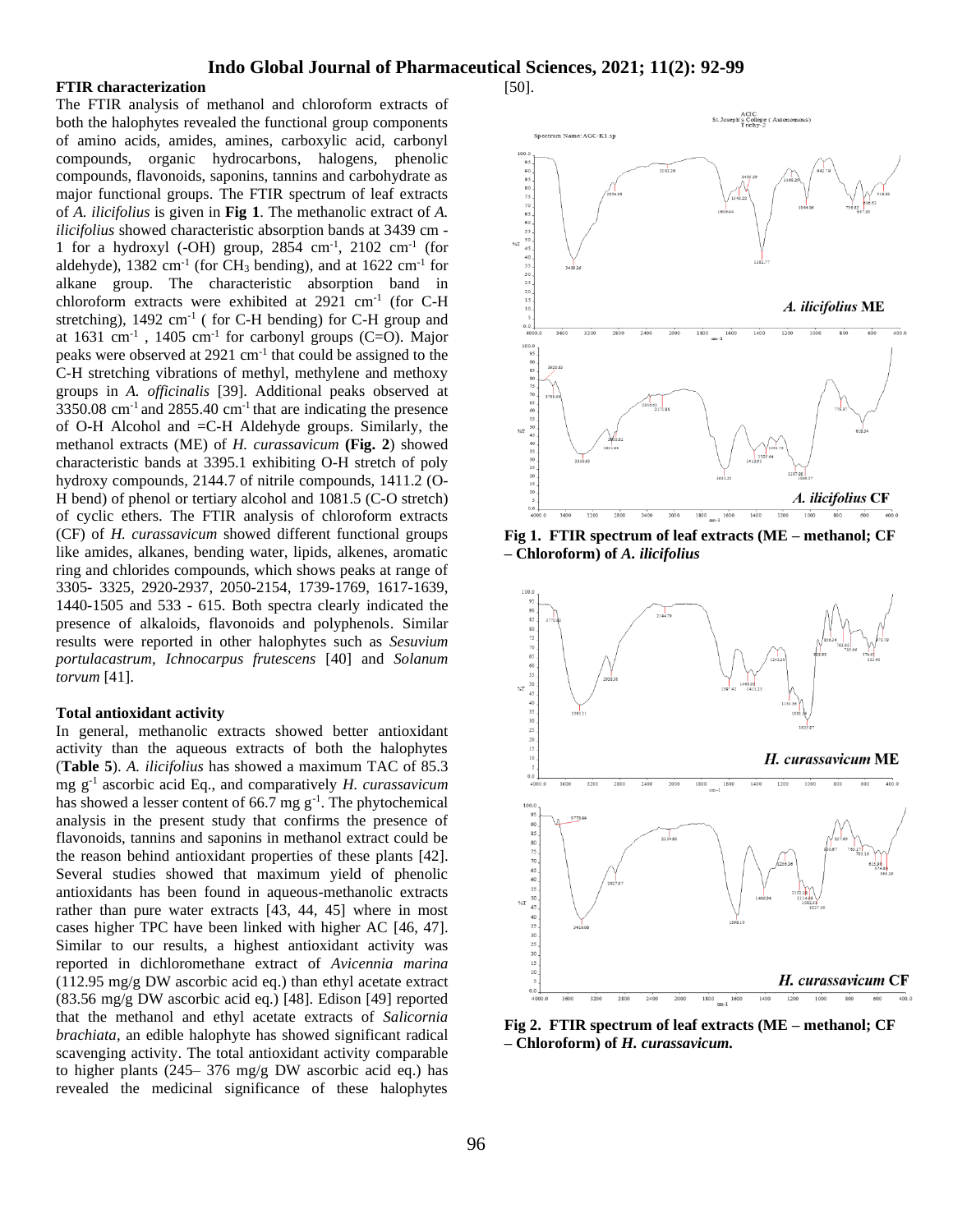## FTIR characterization

The FTIR analysis of methanol and chloroform extracts of both the halophytes revealed the functional group components of amino acids, amides, amines, carboxylic acid, carbonyl compounds, organic hydrocarbons, halogens, phenolic compounds, flavonoids, saponins, tannins and carbohydrate as major functional groups. The FTIR spectrum of leaf extracts of *A. ilicifolius* is given in **Fig 1**. The methanolic extract of *A. ilicifolius* showed characteristic absorption bands at 3439 cm -1 for a hydroxyl (-OH) group, 2854 $cm^{-1}$, 2102 $cm^{-1}$ (for aldehyde), 1382 $cm^{-1}$ (for $CH_3$ bending), and at 1622 $cm^{-1}$ for alkane group. The characteristic absorption band in chloroform extracts were exhibited at 2921 $cm^{-1}$ (for C-H stretching), 1492 $cm^{-1}$ ( for C-H bending) for C-H group and at 1631 $cm^{-1}$ , 1405 $cm^{-1}$ for carbonyl groups (C=O). Major peaks were observed at 2921 $cm^{-1}$ that could be assigned to the C-H stretching vibrations of methyl, methylene and methoxy groups in *A. officinalis* [39]. Additional peaks observed at 3350.08 $cm^{-1}$ and 2855.40 $cm^{-1}$ that are indicating the presence of O-H Alcohol and =C-H Aldehyde groups. Similarly, the methanol extracts (ME) of *H. curassavicum* **(Fig. 2)** showed characteristic bands at 3395.1 exhibiting O-H stretch of poly hydroxy compounds, 2144.7 of nitrile compounds, 1411.2 (O-H bend) of phenol or tertiary alcohol and 1081.5 (C-O stretch) of cyclic ethers. The FTIR analysis of chloroform extracts (CF) of *H. curassavicum* showed different functional groups like amides, alkanes, bending water, lipids, alkenes, aromatic ring and chlorides compounds, which shows peaks at range of 3305- 3325, 2920-2937, 2050-2154, 1739-1769, 1617-1639, 1440-1505 and 533 - 615. Both spectra clearly indicated the presence of alkaloids, flavonoids and polyphenols. Similar results were reported in other halophytes such as *Sesuvium portulacastrum*, *Ichnocarpus frutescens* [40] and *Solanum torvum* [41].

## Total antioxidant activity

In general, methanolic extracts showed better antioxidant activity than the aqueous extracts of both the halophytes (**Table 5**). *A. ilicifolius* has showed a maximum TAC of 85.3 mg $g^{-1}$ ascorbic acid Eq., and comparatively *H. curassavicum* has showed a lesser content of 66.7 mg $g^{-1}$. The phytochemical analysis in the present study that confirms the presence of flavonoids, tannins and saponins in methanol extract could be the reason behind antioxidant properties of these plants [42]. Several studies showed that maximum yield of phenolic antioxidants has been found in aqueous-methanolic extracts rather than pure water extracts [43, 44, 45] where in most cases higher TPC have been linked with higher AC [46, 47]. Similar to our results, a highest antioxidant activity was reported in dichloromethane extract of *Avicennia marina* (112.95 mg/g DW ascorbic acid eq.) than ethyl acetate extract (83.56 mg/g DW ascorbic acid eq.) [48]. Edison [49] reported that the methanol and ethyl acetate extracts of *Salicornia brachiata*, an edible halophyte has showed significant radical scavenging activity. The total antioxidant activity comparable to higher plants (245– 376 mg/g DW ascorbic acid eq.) has revealed the medicinal significance of these halophytes [50].

**Fig 1. FTIR spectrum of leaf extracts (ME – methanol; CF – Chloroform) of *A. ilicifolius***

**Fig 2. FTIR spectrum of leaf extracts (ME – methanol; CF – Chloroform) of *H. curassavicum*.**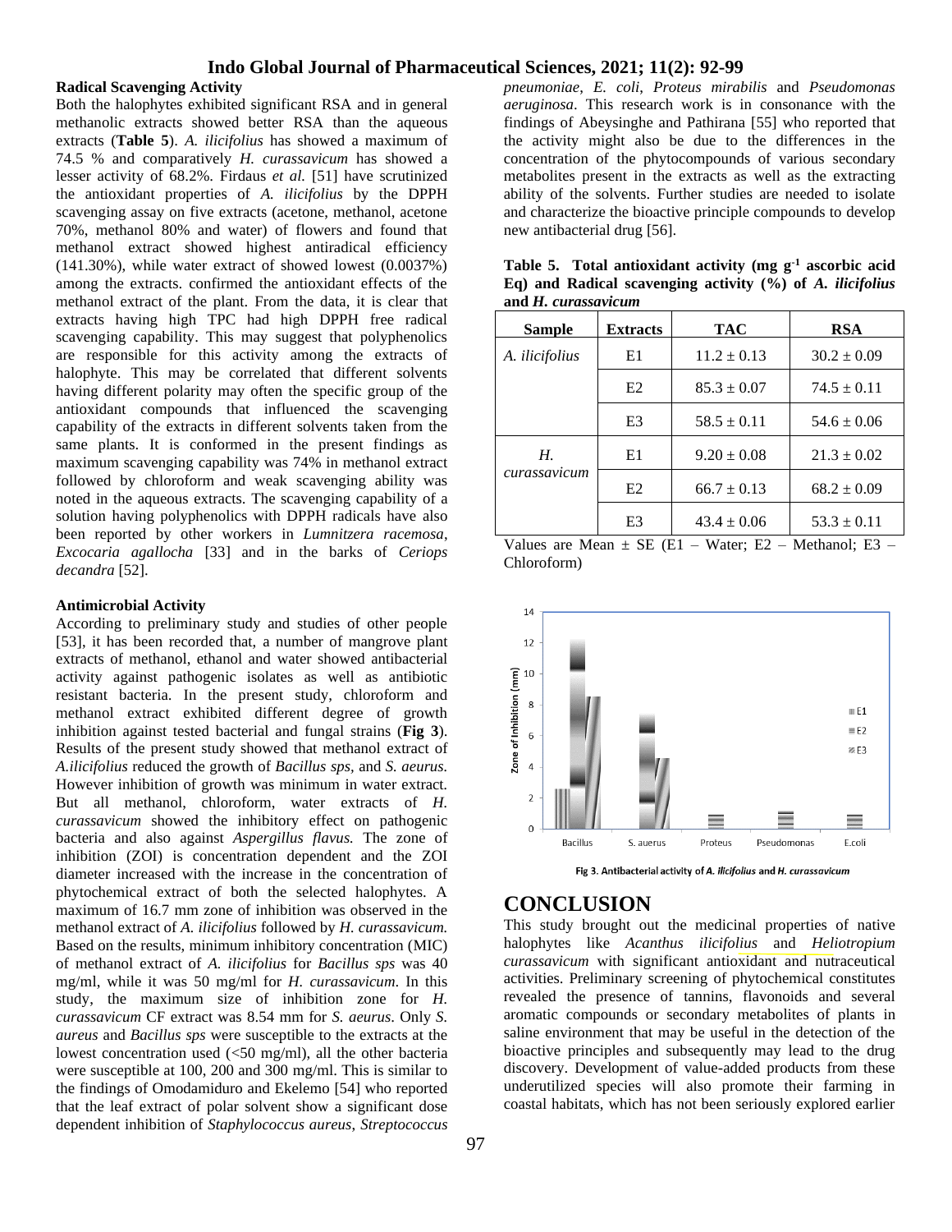### Radical Scavenging Activity

Both the halophytes exhibited significant RSA and in general methanolic extracts showed better RSA than the aqueous extracts (**Table 5**). *A. ilicifolius* has showed a maximum of 74.5 % and comparatively *H. curassavicum* has showed a lesser activity of 68.2%. Firdaus *et al.* [51] have scrutinized the antioxidant properties of *A. ilicifolius* by the DPPH scavenging assay on five extracts (acetone, methanol, acetone 70%, methanol 80% and water) of flowers and found that methanol extract showed highest antiradical efficiency (141.30%), while water extract of showed lowest (0.0037%) among the extracts. confirmed the antioxidant effects of the methanol extract of the plant. From the data, it is clear that extracts having high TPC had high DPPH free radical scavenging capability. This may suggest that polyphenolics are responsible for this activity among the extracts of halophyte. This may be correlated that different solvents having different polarity may often the specific group of the antioxidant compounds that influenced the scavenging capability of the extracts in different solvents taken from the same plants. It is conformed in the present findings as maximum scavenging capability was 74% in methanol extract followed by chloroform and weak scavenging ability was noted in the aqueous extracts. The scavenging capability of a solution having polyphenolics with DPPH radicals have also been reported by other workers in *Lumnitzera racemosa*, *Excocaria agallocha* [33] and in the barks of *Ceriops decandra* [52].

### Antimicrobial Activity

According to preliminary study and studies of other people [53], it has been recorded that, a number of mangrove plant extracts of methanol, ethanol and water showed antibacterial activity against pathogenic isolates as well as antibiotic resistant bacteria. In the present study, chloroform and methanol extract exhibited different degree of growth inhibition against tested bacterial and fungal strains (**Fig 3**). Results of the present study showed that methanol extract of *A.ilicifolius* reduced the growth of *Bacillus sps*, and *S. aeurus.* However inhibition of growth was minimum in water extract. But all methanol, chloroform, water extracts of *H. curassavicum* showed the inhibitory effect on pathogenic bacteria and also against *Aspergillus flavus.* The zone of inhibition (ZOI) is concentration dependent and the ZOI diameter increased with the increase in the concentration of phytochemical extract of both the selected halophytes. A maximum of 16.7 mm zone of inhibition was observed in the methanol extract of *A. ilicifolius* followed by *H. curassavicum.* Based on the results, minimum inhibitory concentration (MIC) of methanol extract of *A. ilicifolius* for *Bacillus sps* was 40 mg/ml, while it was 50 mg/ml for *H. curassavicum*. In this study, the maximum size of inhibition zone for *H. curassavicum* CF extract was 8.54 mm for *S. aeurus*. Only *S. aureus* and *Bacillus sps* were susceptible to the extracts at the lowest concentration used (<50 mg/ml), all the other bacteria were susceptible at 100, 200 and 300 mg/ml. This is similar to the findings of Omodamiduro and Ekelemo [54] who reported that the leaf extract of polar solvent show a significant dose dependent inhibition of *Staphylococcus aureus*, *Streptococcus pneumoniae*, *E. coli*, *Proteus mirabilis* and *Pseudomonas aeruginosa*. This research work is in consonance with the findings of Abeysinghe and Pathirana [55] who reported that the activity might also be due to the differences in the concentration of the phytocompounds of various secondary metabolites present in the extracts as well as the extracting ability of the solvents. Further studies are needed to isolate and characterize the bioactive principle compounds to develop new antibacterial drug [56].

**Table 5. Total antioxidant activity (mg g$^{-1}$ ascorbic acid Eq) and Radical scavenging activity (%) of *A. ilicifolius* and *H. curassavicum***

| Sample | Extracts | TAC | RSA |
|---|---|---|---|
| *A. ilicifolius* | E1 | 11.2 ± 0.13 | 30.2 ± 0.09 |
| | E2 | 85.3 ± 0.07 | 74.5 ± 0.11 |
| | E3 | 58.5 ± 0.11 | 54.6 ± 0.06 |
| *H. curassavicum* | E1 | 9.20 ± 0.08 | 21.3 ± 0.02 |
| | E2 | 66.7 ± 0.13 | 68.2 ± 0.09 |
| | E3 | 43.4 ± 0.06 | 53.3 ± 0.11 |

Values are Mean ± SE (E1 – Water; E2 – Methanol; E3 – Chloroform)

Fig 3. Antibacterial activity of *A. ilicifolius* and *H. curassavicum*

# CONCLUSION

This study brought out the medicinal properties of native halophytes like *Acanthus ilicifolius* and *Heliotropium curassavicum* with significant antioxidant and nutraceutical activities. Preliminary screening of phytochemical constitutes revealed the presence of tannins, flavonoids and several aromatic compounds or secondary metabolites of plants in saline environment that may be useful in the detection of the bioactive principles and subsequently may lead to the drug discovery. Development of value-added products from these underutilized species will also promote their farming in coastal habitats, which has not been seriously explored earlier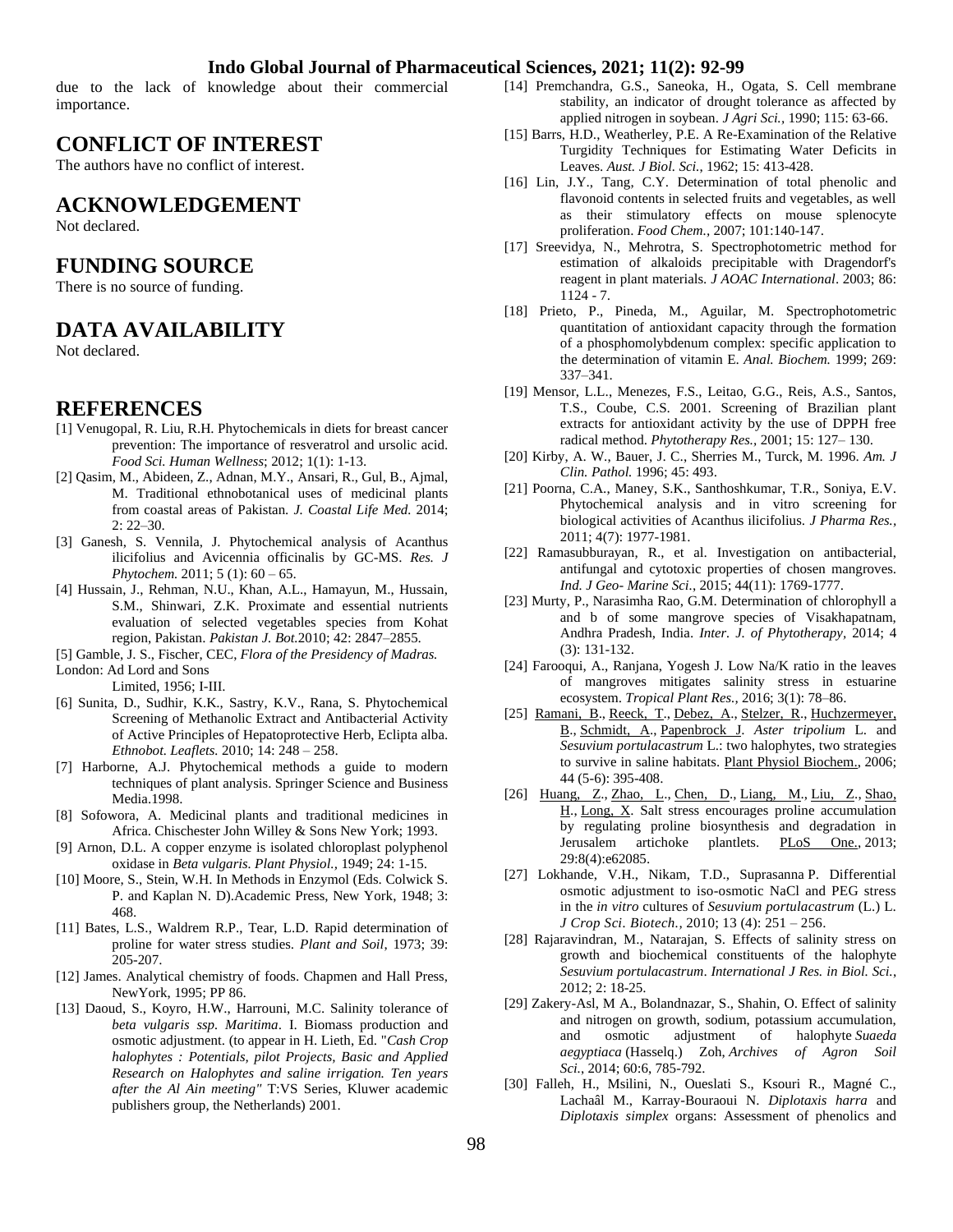due to the lack of knowledge about their commercial importance.

## CONFLICT OF INTEREST

The authors have no conflict of interest.

## ACKNOWLEDGEMENT

Not declared.

## FUNDING SOURCE

There is no source of funding.

## DATA AVAILABILITY

Not declared.

## REFERENCES

[1] Venugopal, R. Liu, R.H. Phytochemicals in diets for breast cancer prevention: The importance of resveratrol and ursolic acid. *Food Sci. Human Wellness*; 2012; 1(1): 1-13.

[2] Qasim, M., Abideen, Z., Adnan, M.Y., Ansari, R., Gul, B., Ajmal, M. Traditional ethnobotanical uses of medicinal plants from coastal areas of Pakistan. *J. Coastal Life Med.* 2014; 2: 22–30.

[3] Ganesh, S. Vennila, J. Phytochemical analysis of Acanthus ilicifolius and Avicennia officinalis by GC-MS. *Res. J Phytochem.* 2011; 5 (1): 60 – 65.

[4] Hussain, J., Rehman, N.U., Khan, A.L., Hamayun, M., Hussain, S.M., Shinwari, Z.K. Proximate and essential nutrients evaluation of selected vegetables species from Kohat region, Pakistan. *Pakistan J. Bot.*2010; 42: 2847–2855.

[5] Gamble, J. S., Fischer, CEC, *Flora of the Presidency of Madras.* London: Ad Lord and Sons Limited, 1956; I-III.

[6] Sunita, D., Sudhir, K.K., Sastry, K.V., Rana, S. Phytochemical Screening of Methanolic Extract and Antibacterial Activity of Active Principles of Hepatoprotective Herb, Eclipta alba. *Ethnobot. Leaflets.* 2010; 14: 248 – 258.

[7] Harborne, A.J. Phytochemical methods a guide to modern techniques of plant analysis. Springer Science and Business Media.1998.

[8] Sofowora, A. Medicinal plants and traditional medicines in Africa. Chischester John Willey & Sons New York; 1993.

[9] Arnon, D.L. A copper enzyme is isolated chloroplast polyphenol oxidase in *Beta vulgaris. Plant Physiol.*, 1949; 24: 1-15.

[10] Moore, S., Stein, W.H. In Methods in Enzymol (Eds. Colwick S. P. and Kaplan N. D).Academic Press, New York, 1948; 3: 468.

[11] Bates, L.S., Waldrem R.P., Tear, L.D. Rapid determination of proline for water stress studies. *Plant and Soil*, 1973; 39: 205-207.

[12] James. Analytical chemistry of foods. Chapmen and Hall Press, NewYork, 1995; PP 86.

[13] Daoud, S., Koyro, H.W., Harrouni, M.C. Salinity tolerance of *beta vulgaris ssp. Maritima*. I. Biomass production and osmotic adjustment. (to appear in H. Lieth, Ed. "*Cash Crop halophytes : Potentials, pilot Projects, Basic and Applied Research on Halophytes and saline irrigation. Ten years after the Al Ain meeting"* T:VS Series, Kluwer academic publishers group, the Netherlands) 2001.

[14] Premchandra, G.S., Saneoka, H., Ogata, S. Cell membrane stability, an indicator of drought tolerance as affected by applied nitrogen in soybean. *J Agri Sci.*, 1990; 115: 63-66.

[15] Barrs, H.D., Weatherley, P.E. A Re-Examination of the Relative Turgidity Techniques for Estimating Water Deficits in Leaves. *Aust. J Biol. Sci.*, 1962; 15: 413-428.

[16] Lin, J.Y., Tang, C.Y. Determination of total phenolic and flavonoid contents in selected fruits and vegetables, as well as their stimulatory effects on mouse splenocyte proliferation. *Food Chem.*, 2007; 101:140-147.

[17] Sreevidya, N., Mehrotra, S. Spectrophotometric method for estimation of alkaloids precipitable with Dragendorf's reagent in plant materials. *J AOAC International*. 2003; 86: 1124 - 7.

[18] Prieto, P., Pineda, M., Aguilar, M. Spectrophotometric quantitation of antioxidant capacity through the formation of a phosphomolybdenum complex: specific application to the determination of vitamin E. *Anal. Biochem.* 1999; 269: 337–341.

[19] Mensor, L.L., Menezes, F.S., Leitao, G.G., Reis, A.S., Santos, T.S., Coube, C.S. 2001. Screening of Brazilian plant extracts for antioxidant activity by the use of DPPH free radical method. *Phytotherapy Res.*, 2001; 15: 127– 130.

[20] Kirby, A. W., Bauer, J. C., Sherries M., Turck, M. 1996. *Am. J Clin. Pathol.* 1996; 45: 493.

[21] Poorna, C.A., Maney, S.K., Santhoshkumar, T.R., Soniya, E.V. Phytochemical analysis and in vitro screening for biological activities of Acanthus ilicifolius. *J Pharma Res.*, 2011; 4(7): 1977-1981.

[22] Ramasubburayan, R., et al. Investigation on antibacterial, antifungal and cytotoxic properties of chosen mangroves. *Ind. J Geo- Marine Sci.*, 2015; 44(11): 1769-1777.

[23] Murty, P., Narasimha Rao, G.M. Determination of chlorophyll a and b of some mangrove species of Visakhapatnam, Andhra Pradesh, India. *Inter. J. of Phytotherapy*, 2014; 4 (3): 131-132.

[24] Farooqui, A., Ranjana, Yogesh J. Low Na/K ratio in the leaves of mangroves mitigates salinity stress in estuarine ecosystem. *Tropical Plant Res.*, 2016; 3(1): 78–86.

[25] Ramani, B., Reeck, T., Debez, A., Stelzer, R., Huchzermeyer, B., Schmidt, A., Papenbrock J. *Aster tripolium* L. and *Sesuvium portulacastrum* L.: two halophytes, two strategies to survive in saline habitats. Plant Physiol Biochem., 2006; 44 (5-6): 395-408.

[26] Huang, Z., Zhao, L., Chen, D., Liang, M., Liu, Z., Shao, H., Long, X. Salt stress encourages proline accumulation by regulating proline biosynthesis and degradation in Jerusalem artichoke plantlets. PLoS One., 2013; 29:8(4):e62085.

[27] Lokhande, V.H., Nikam, T.D., Suprasanna P. Differential osmotic adjustment to iso-osmotic NaCl and PEG stress in the *in vitro* cultures of *Sesuvium portulacastrum* (L.) L. *J Crop Sci. Biotech.*, 2010; 13 (4): 251 – 256.

[28] Rajaravindran, M., Natarajan, S. Effects of salinity stress on growth and biochemical constituents of the halophyte *Sesuvium portulacastrum*. *International J Res. in Biol. Sci.*, 2012; 2: 18-25.

[29] Zakery-Asl, M A., Bolandnazar, S., Shahin, O. Effect of salinity and nitrogen on growth, sodium, potassium accumulation, and osmotic adjustment of halophyte *Suaeda aegyptiaca* (Hasselq.) Zoh, *Archives of Agron Soil Sci.*, 2014; 60:6, 785-792.

[30] Falleh, H., Msilini, N., Oueslati S., Ksouri R., Magné C., Lachaâl M., Karray-Bouraoui N. *Diplotaxis harra* and *Diplotaxis simplex* organs: Assessment of phenolics and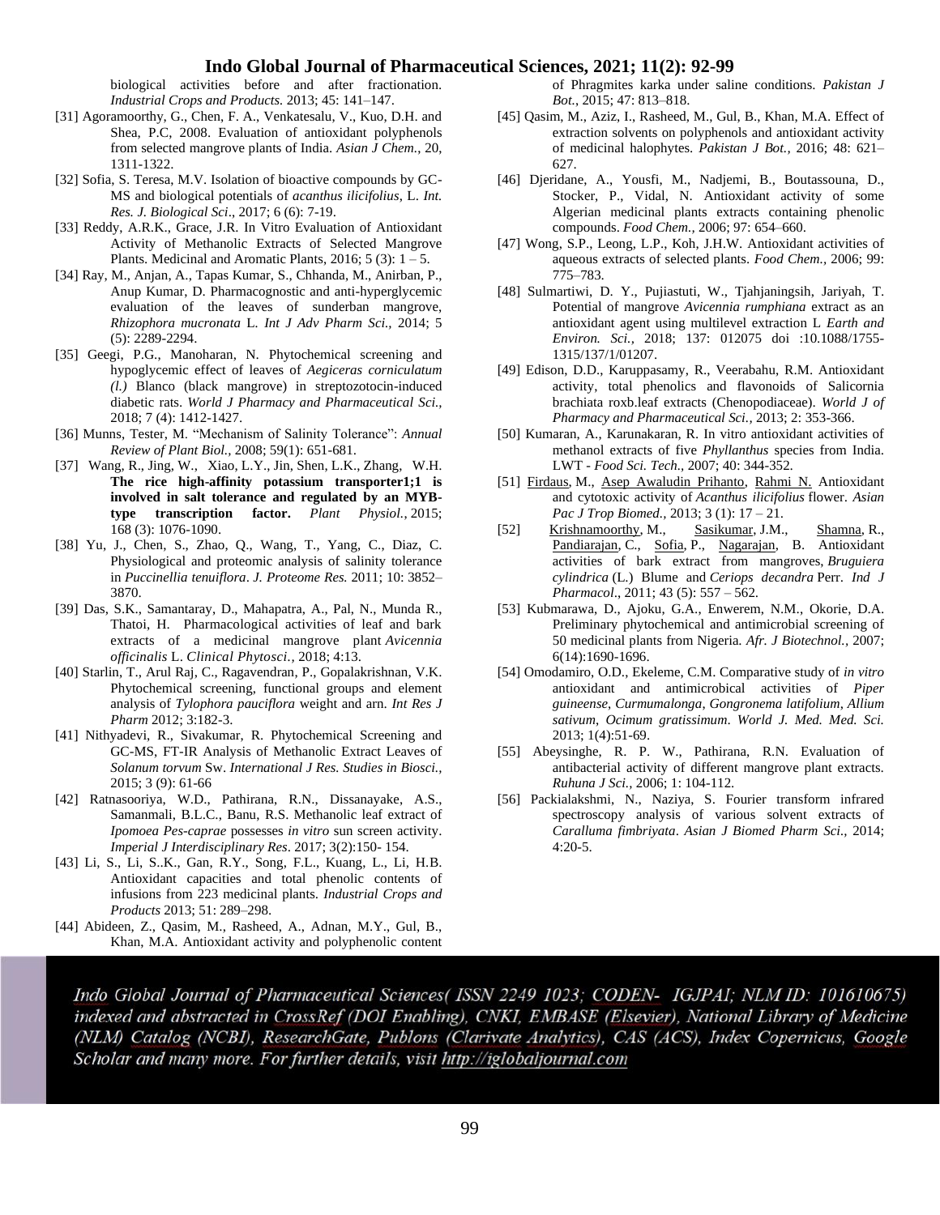biological activities before and after fractionation. *Industrial Crops and Products.* 2013; 45: 141–147.

[31] Agoramoorthy, G., Chen, F. A., Venkatesalu, V., Kuo, D.H. and Shea, P.C, 2008. Evaluation of antioxidant polyphenols from selected mangrove plants of India. *Asian J Chem.,* 20, 1311-1322.

[32] Sofia, S. Teresa, M.V. Isolation of bioactive compounds by GC-MS and biological potentials of *acanthus ilicifolius*, L. *Int. Res. J. Biological Sci*., 2017; 6 (6): 7-19.

[33] Reddy, A.R.K., Grace, J.R. In Vitro Evaluation of Antioxidant Activity of Methanolic Extracts of Selected Mangrove Plants. Medicinal and Aromatic Plants, 2016; 5 (3): 1 – 5.

[34] Ray, M., Anjan, A., Tapas Kumar, S., Chhanda, M., Anirban, P., Anup Kumar, D. Pharmacognostic and anti-hyperglycemic evaluation of the leaves of sunderban mangrove, *Rhizophora mucronata* L. *Int J Adv Pharm Sci.,* 2014; 5 (5): 2289-2294.

[35] Geegi, P.G., Manoharan, N. Phytochemical screening and hypoglycemic effect of leaves of *Aegiceras corniculatum (l.)* Blanco (black mangrove) in streptozotocin-induced diabetic rats. *World J Pharmacy and Pharmaceutical Sci.,* 2018; 7 (4): 1412-1427.

[36] Munns, Tester, M. "Mechanism of Salinity Tolerance": *Annual Review of Plant Biol.,* 2008; 59(1): 651-681.

[37] Wang, R., Jing, W., Xiao, L.Y., Jin, Shen, L.K., Zhang, W.H. **The rice high-affinity potassium transporter1;1 is involved in salt tolerance and regulated by an MYB-type transcription factor.** *Plant Physiol.,* 2015; 168 (3): 1076-1090.

[38] Yu, J., Chen, S., Zhao, Q., Wang, T., Yang, C., Diaz, C. Physiological and proteomic analysis of salinity tolerance in *Puccinellia tenuiflora*. *J. Proteome Res.* 2011; 10: 3852–3870.

[39] Das, S.K., Samantaray, D., Mahapatra, A., Pal, N., Munda R., Thatoi, H. Pharmacological activities of leaf and bark extracts of a medicinal mangrove plant *Avicennia officinalis* L. *Clinical Phytosci.,* 2018; 4:13.

[40] Starlin, T., Arul Raj, C., Ragavendran, P., Gopalakrishnan, V.K. Phytochemical screening, functional groups and element analysis of *Tylophora pauciflora* weight and arn. *Int Res J Pharm* 2012; 3:182-3.

[41] Nithyadevi, R., Sivakumar, R. Phytochemical Screening and GC-MS, FT-IR Analysis of Methanolic Extract Leaves of *Solanum torvum* Sw. *International J Res. Studies in Biosci.,* 2015; 3 (9): 61-66

[42] Ratnasooriya, W.D., Pathirana, R.N., Dissanayake, A.S., Samanmali, B.L.C., Banu, R.S. Methanolic leaf extract of *Ipomoea Pes-caprae* possesses *in vitro* sun screen activity. *Imperial J Interdisciplinary Res*. 2017; 3(2):150- 154.

[43] Li, S., Li, S..K., Gan, R.Y., Song, F.L., Kuang, L., Li, H.B. Antioxidant capacities and total phenolic contents of infusions from 223 medicinal plants. *Industrial Crops and Products* 2013; 51: 289–298.

[44] Abideen, Z., Qasim, M., Rasheed, A., Adnan, M.Y., Gul, B., Khan, M.A. Antioxidant activity and polyphenolic content of Phragmites karka under saline conditions. *Pakistan J Bot.,* 2015; 47: 813–818.

[45] Qasim, M., Aziz, I., Rasheed, M., Gul, B., Khan, M.A. Effect of extraction solvents on polyphenols and antioxidant activity of medicinal halophytes. *Pakistan J Bot.,* 2016; 48: 621–627.

[46] Djeridane, A., Yousfi, M., Nadjemi, B., Boutassouna, D., Stocker, P., Vidal, N. Antioxidant activity of some Algerian medicinal plants extracts containing phenolic compounds. *Food Chem.,* 2006; 97: 654–660.

[47] Wong, S.P., Leong, L.P., Koh, J.H.W. Antioxidant activities of aqueous extracts of selected plants. *Food Chem.,* 2006; 99: 775–783.

[48] Sulmartiwi, D. Y., Pujiastuti, W., Tjahjaningsih, Jariyah, T. Potential of mangrove *Avicennia rumphiana* extract as an antioxidant agent using multilevel extraction L *Earth and Environ. Sci.,* 2018; 137: 012075 doi :10.1088/1755-1315/137/1/01207.

[49] Edison, D.D., Karuppasamy, R., Veerabahu, R.M. Antioxidant activity, total phenolics and flavonoids of Salicornia brachiata roxb.leaf extracts (Chenopodiaceae). *World J of Pharmacy and Pharmaceutical Sci.,* 2013; 2: 353-366.

[50] Kumaran, A., Karunakaran, R. In vitro antioxidant activities of methanol extracts of five *Phyllanthus* species from India. LWT - *Food Sci. Tech.,* 2007; 40: 344-352.

[51] Firdaus, M., Asep Awaludin Prihanto, Rahmi N. Antioxidant and cytotoxic activity of *Acanthus ilicifolius* flower. *Asian Pac J Trop Biomed.,* 2013; 3 (1): 17 – 21.

[52] Krishnamoorthy, M., Sasikumar, J.M., Shamna, R., Pandiarajan, C., Sofia, P., Nagarajan, B. Antioxidant activities of bark extract from mangroves, *Bruguiera cylindrica* (L.) Blume and *Ceriops decandra* Perr. *Ind J Pharmacol*., 2011; 43 (5): 557 – 562.

[53] Kubmarawa, D., Ajoku, G.A., Enwerem, N.M., Okorie, D.A. Preliminary phytochemical and antimicrobial screening of 50 medicinal plants from Nigeria. *Afr. J Biotechnol.,* 2007; 6(14):1690-1696.

[54] Omodamiro, O.D., Ekeleme, C.M. Comparative study of *in vitro* antioxidant and antimicrobial activities of *Piper guineense*, *Curmumalonga*, *Gongronema latifolium*, *Allium sativum*, *Ocimum gratissimum*. *World J. Med. Med. Sci.* 2013; 1(4):51-69.

[55] Abeysinghe, R. P. W., Pathirana, R.N. Evaluation of antibacterial activity of different mangrove plant extracts. *Ruhuna J Sci.,* 2006; 1: 104-112.

[56] Packialakshmi, N., Naziya, S. Fourier transform infrared spectroscopy analysis of various solvent extracts of *Caralluma fimbriyata*. *Asian J Biomed Pharm Sci.,* 2014; 4:20-5.

*Indo Global Journal of Pharmaceutical Sciences( ISSN 2249 1023; CODEN- IGJPAI; NLM ID: 101610675) indexed and abstracted in CrossRef (DOI Enabling), CNKI, EMBASE (Elsevier), National Library of Medicine (NLM) Catalog (NCBI), ResearchGate, Publons (Clarivate Analytics), CAS (ACS), Index Copernicus, Google Scholar and many more. For further details, visit http://iglobaljournal.com*